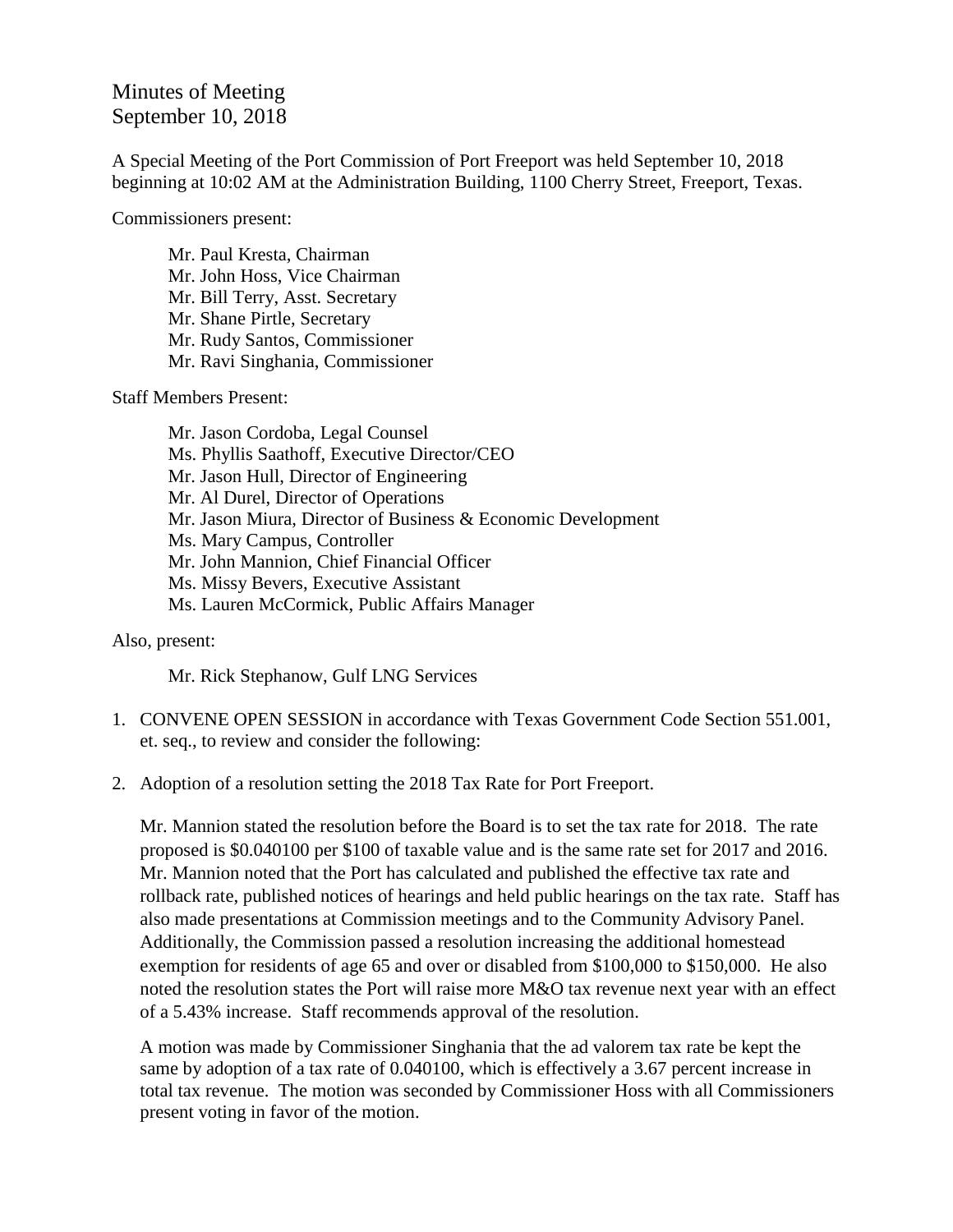# Minutes of Meeting
September 10, 2018

A Special Meeting of the Port Commission of Port Freeport was held September 10, 2018 beginning at 10:02 AM at the Administration Building, 1100 Cherry Street, Freeport, Texas.

Commissioners present:

Mr. Paul Kresta, Chairman  
Mr. John Hoss, Vice Chairman  
Mr. Bill Terry, Asst. Secretary  
Mr. Shane Pirtle, Secretary  
Mr. Rudy Santos, Commissioner  
Mr. Ravi Singhania, Commissioner

Staff Members Present:

Mr. Jason Cordoba, Legal Counsel  
Ms. Phyllis Saathoff, Executive Director/CEO  
Mr. Jason Hull, Director of Engineering  
Mr. Al Durel, Director of Operations  
Mr. Jason Miura, Director of Business & Economic Development  
Ms. Mary Campus, Controller  
Mr. John Mannion, Chief Financial Officer  
Ms. Missy Bevers, Executive Assistant  
Ms. Lauren McCormick, Public Affairs Manager

Also, present:

Mr. Rick Stephanow, Gulf LNG Services

1. CONVENE OPEN SESSION in accordance with Texas Government Code Section 551.001, et. seq., to review and consider the following:

2. Adoption of a resolution setting the 2018 Tax Rate for Port Freeport.

   Mr. Mannion stated the resolution before the Board is to set the tax rate for 2018. The rate proposed is $0.040100 per $100 of taxable value and is the same rate set for 2017 and 2016. Mr. Mannion noted that the Port has calculated and published the effective tax rate and rollback rate, published notices of hearings and held public hearings on the tax rate. Staff has also made presentations at Commission meetings and to the Community Advisory Panel. Additionally, the Commission passed a resolution increasing the additional homestead exemption for residents of age 65 and over or disabled from $100,000 to $150,000. He also noted the resolution states the Port will raise more M&O tax revenue next year with an effect of a 5.43% increase. Staff recommends approval of the resolution.

   A motion was made by Commissioner Singhania that the ad valorem tax rate be kept the same by adoption of a tax rate of 0.040100, which is effectively a 3.67 percent increase in total tax revenue. The motion was seconded by Commissioner Hoss with all Commissioners present voting in favor of the motion.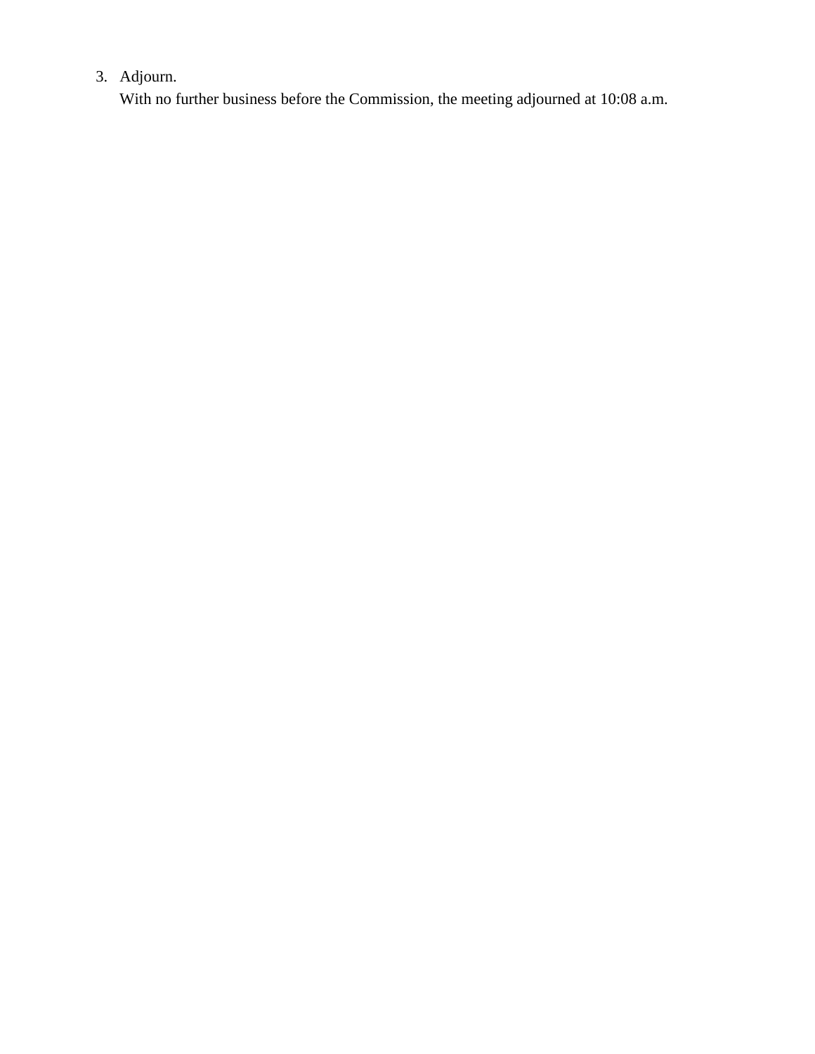3. Adjourn.
   With no further business before the Commission, the meeting adjourned at 10:08 a.m.